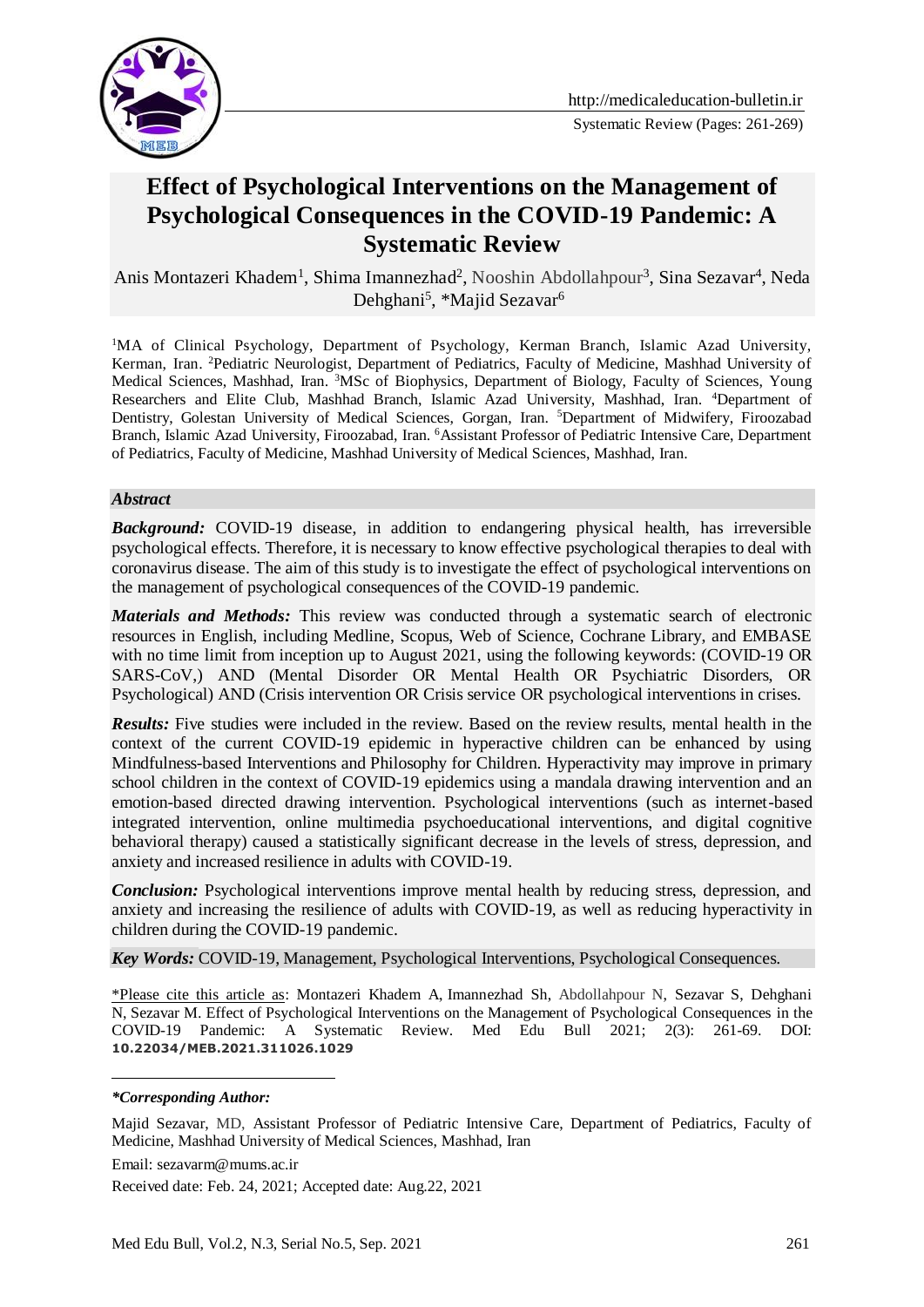http://medicaleducation-bulletin.ir

Systematic Review (Pages: 261-269)

# Effect of Psychological Interventions on the Management of Psychological Consequences in the COVID-19 Pandemic: A Systematic Review

Anis Montazeri Khadem[1], Shima Imannezhad[2], Nooshin Abdollahpour[3], Sina Sezavar[4], Neda Dehghani[5], *Majid Sezavar[6]

[1]MA of Clinical Psychology, Department of Psychology, Kerman Branch, Islamic Azad University, Kerman, Iran. [2]Pediatric Neurologist, Department of Pediatrics, Faculty of Medicine, Mashhad University of Medical Sciences, Mashhad, Iran. [3]MSc of Biophysics, Department of Biology, Faculty of Sciences, Young Researchers and Elite Club, Mashhad Branch, Islamic Azad University, Mashhad, Iran. [4]Department of Dentistry, Golestan University of Medical Sciences, Gorgan, Iran. [5]Department of Midwifery, Firoozabad Branch, Islamic Azad University, Firoozabad, Iran. [6]Assistant Professor of Pediatric Intensive Care, Department of Pediatrics, Faculty of Medicine, Mashhad University of Medical Sciences, Mashhad, Iran.

### *Abstract*

***Background:*** COVID-19 disease, in addition to endangering physical health, has irreversible psychological effects. Therefore, it is necessary to know effective psychological therapies to deal with coronavirus disease. The aim of this study is to investigate the effect of psychological interventions on the management of psychological consequences of the COVID-19 pandemic.

***Materials and Methods:*** This review was conducted through a systematic search of electronic resources in English, including Medline, Scopus, Web of Science, Cochrane Library, and EMBASE with no time limit from inception up to August 2021, using the following keywords: (COVID-19 OR SARS-CoV,) AND (Mental Disorder OR Mental Health OR Psychiatric Disorders, OR Psychological) AND (Crisis intervention OR Crisis service OR psychological interventions in crises.

***Results:*** Five studies were included in the review. Based on the review results, mental health in the context of the current COVID-19 epidemic in hyperactive children can be enhanced by using Mindfulness-based Interventions and Philosophy for Children. Hyperactivity may improve in primary school children in the context of COVID-19 epidemics using a mandala drawing intervention and an emotion-based directed drawing intervention. Psychological interventions (such as internet-based integrated intervention, online multimedia psychoeducational interventions, and digital cognitive behavioral therapy) caused a statistically significant decrease in the levels of stress, depression, and anxiety and increased resilience in adults with COVID-19.

***Conclusion:*** Psychological interventions improve mental health by reducing stress, depression, and anxiety and increasing the resilience of adults with COVID-19, as well as reducing hyperactivity in children during the COVID-19 pandemic.

***Key Words:*** COVID-19, Management, Psychological Interventions, Psychological Consequences.

*Please cite this article as: Montazeri Khadem A, Imannezhad Sh, Abdollahpour N, Sezavar S, Dehghani N, Sezavar M. Effect of Psychological Interventions on the Management of Psychological Consequences in the COVID-19 Pandemic: A Systematic Review. Med Edu Bull 2021; 2(3): 261-69. DOI: **10.22034/MEB.2021.311026.1029**

***Corresponding Author:***

Majid Sezavar, MD, Assistant Professor of Pediatric Intensive Care, Department of Pediatrics, Faculty of Medicine, Mashhad University of Medical Sciences, Mashhad, Iran

Email: sezavarm@mums.ac.ir

Received date: Feb. 24, 2021; Accepted date: Aug.22, 2021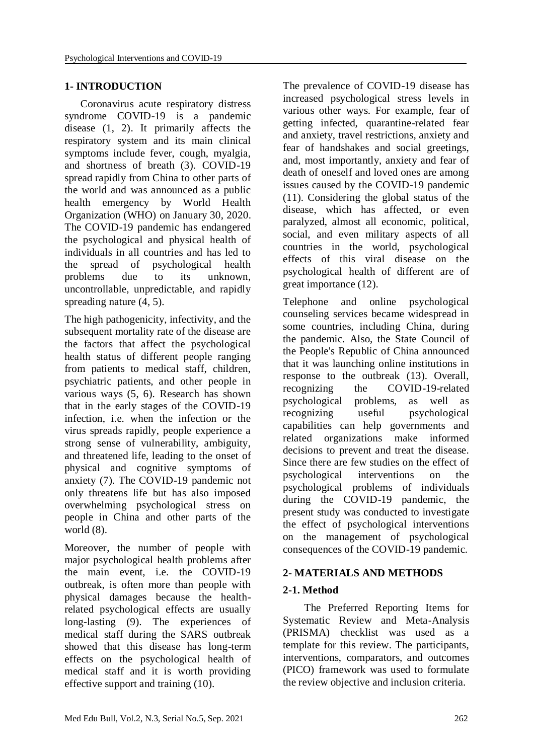## 1- INTRODUCTION

Coronavirus acute respiratory distress syndrome COVID-19 is a pandemic disease (1, 2). It primarily affects the respiratory system and its main clinical symptoms include fever, cough, myalgia, and shortness of breath (3). COVID-19 spread rapidly from China to other parts of the world and was announced as a public health emergency by World Health Organization (WHO) on January 30, 2020. The COVID-19 pandemic has endangered the psychological and physical health of individuals in all countries and has led to the spread of psychological health problems due to its unknown, uncontrollable, unpredictable, and rapidly spreading nature (4, 5).

The high pathogenicity, infectivity, and the subsequent mortality rate of the disease are the factors that affect the psychological health status of different people ranging from patients to medical staff, children, psychiatric patients, and other people in various ways (5, 6). Research has shown that in the early stages of the COVID-19 infection, i.e. when the infection or the virus spreads rapidly, people experience a strong sense of vulnerability, ambiguity, and threatened life, leading to the onset of physical and cognitive symptoms of anxiety (7). The COVID-19 pandemic not only threatens life but has also imposed overwhelming psychological stress on people in China and other parts of the world (8).

Moreover, the number of people with major psychological health problems after the main event, i.e. the COVID-19 outbreak, is often more than people with physical damages because the health-related psychological effects are usually long-lasting (9). The experiences of medical staff during the SARS outbreak showed that this disease has long-term effects on the psychological health of medical staff and it is worth providing effective support and training (10).

The prevalence of COVID-19 disease has increased psychological stress levels in various other ways. For example, fear of getting infected, quarantine-related fear and anxiety, travel restrictions, anxiety and fear of handshakes and social greetings, and, most importantly, anxiety and fear of death of oneself and loved ones are among issues caused by the COVID-19 pandemic (11). Considering the global status of the disease, which has affected, or even paralyzed, almost all economic, political, social, and even military aspects of all countries in the world, psychological effects of this viral disease on the psychological health of different are of great importance (12).

Telephone and online psychological counseling services became widespread in some countries, including China, during the pandemic. Also, the State Council of the People's Republic of China announced that it was launching online institutions in response to the outbreak (13). Overall, recognizing the COVID-19-related psychological problems, as well as recognizing useful psychological capabilities can help governments and related organizations make informed decisions to prevent and treat the disease. Since there are few studies on the effect of psychological interventions on the psychological problems of individuals during the COVID-19 pandemic, the present study was conducted to investigate the effect of psychological interventions on the management of psychological consequences of the COVID-19 pandemic.

## 2- MATERIALS AND METHODS

### 2-1. Method

The Preferred Reporting Items for Systematic Review and Meta-Analysis (PRISMA) checklist was used as a template for this review. The participants, interventions, comparators, and outcomes (PICO) framework was used to formulate the review objective and inclusion criteria.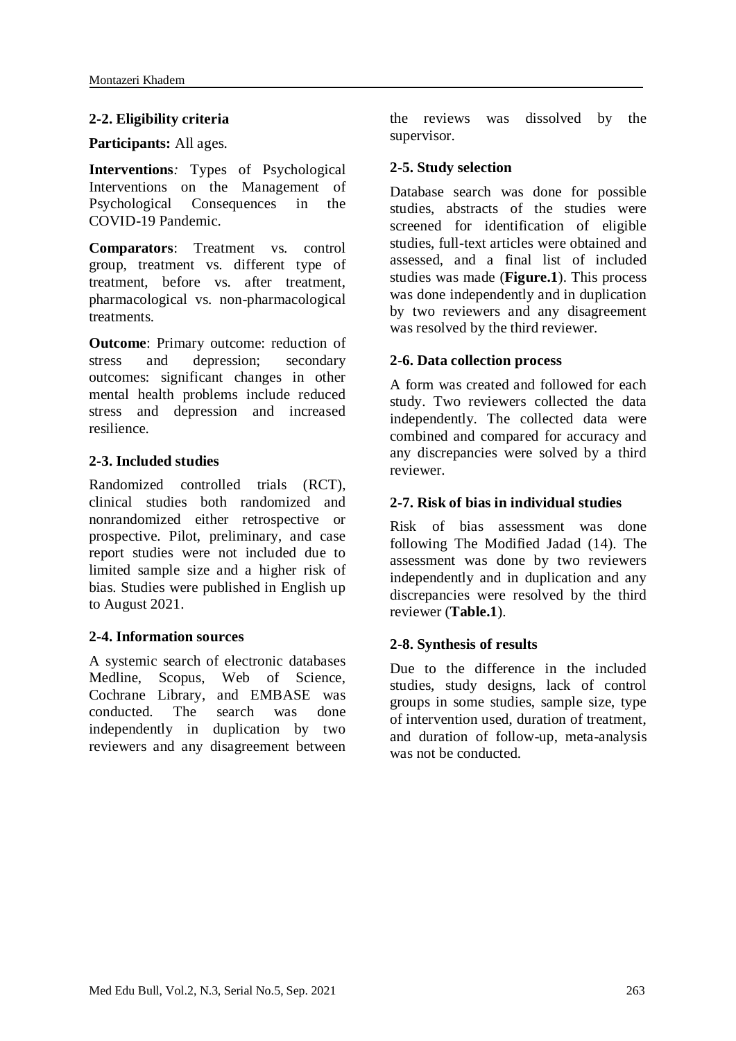### 2-2. Eligibility criteria

**Participants:** All ages.

**Interventions***:* Types of Psychological Interventions on the Management of Psychological Consequences in the COVID-19 Pandemic.

**Comparators**: Treatment vs. control group, treatment vs. different type of treatment, before vs. after treatment, pharmacological vs. non-pharmacological treatments.

**Outcome**: Primary outcome: reduction of stress and depression; secondary outcomes: significant changes in other mental health problems include reduced stress and depression and increased resilience.

### 2-3. Included studies

Randomized controlled trials (RCT), clinical studies both randomized and nonrandomized either retrospective or prospective. Pilot, preliminary, and case report studies were not included due to limited sample size and a higher risk of bias. Studies were published in English up to August 2021.

### 2-4. Information sources

A systemic search of electronic databases Medline, Scopus, Web of Science, Cochrane Library, and EMBASE was conducted. The search was done independently in duplication by two reviewers and any disagreement between the reviews was dissolved by the supervisor.

### 2-5. Study selection

Database search was done for possible studies, abstracts of the studies were screened for identification of eligible studies, full-text articles were obtained and assessed, and a final list of included studies was made (**Figure.1**). This process was done independently and in duplication by two reviewers and any disagreement was resolved by the third reviewer.

### 2-6. Data collection process

A form was created and followed for each study. Two reviewers collected the data independently. The collected data were combined and compared for accuracy and any discrepancies were solved by a third reviewer.

### 2-7. Risk of bias in individual studies

Risk of bias assessment was done following The Modified Jadad (14). The assessment was done by two reviewers independently and in duplication and any discrepancies were resolved by the third reviewer (**Table.1**).

### 2-8. Synthesis of results

Due to the difference in the included studies, study designs, lack of control groups in some studies, sample size, type of intervention used, duration of treatment, and duration of follow-up, meta-analysis was not be conducted.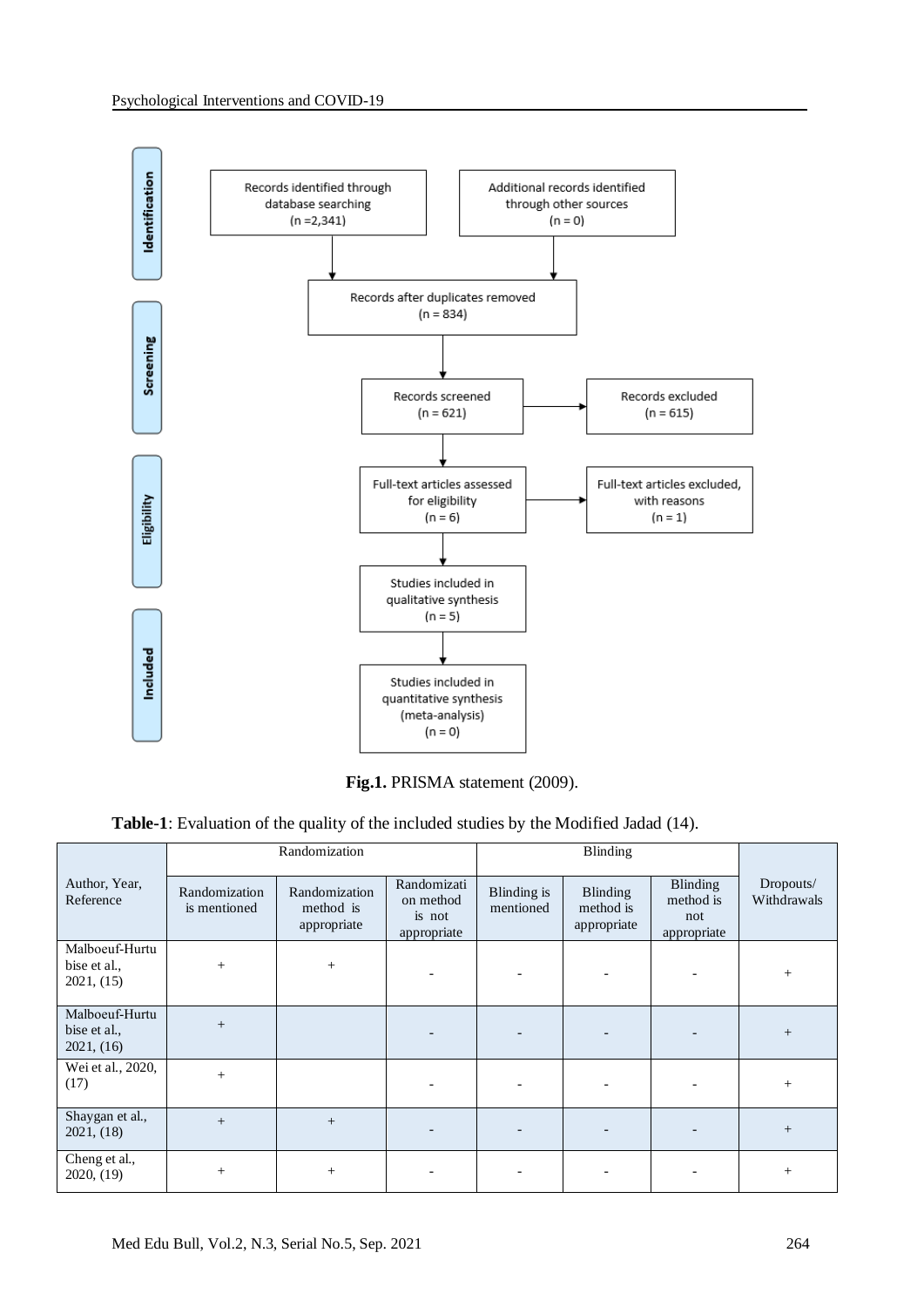**Identification**

Records identified through database searching (n =2,341)

Additional records identified through other sources (n = 0)

Records after duplicates removed (n = 834)

**Screening**

Records screened (n = 621)

Records excluded (n = 615)

**Eligibility**

Full-text articles assessed for eligibility (n = 6)

Full-text articles excluded, with reasons (n = 1)

**Included**

Studies included in qualitative synthesis (n = 5)

Studies included in quantitative synthesis (meta-analysis) (n = 0)

**Fig.1.** PRISMA statement (2009).

**Table-1**: Evaluation of the quality of the included studies by the Modified Jadad (14).

| Author, Year, Reference | Randomization | | | Blinding | | | Dropouts/ Withdrawals |
|---|---|---|---|---|---|---|---|
| | Randomization is mentioned | Randomization method is appropriate | Randomization method is not appropriate | Blinding is mentioned | Blinding method is appropriate | Blinding method is not appropriate | |
| Malboeuf-Hurtubise et al., 2021, (15) | + | + | - | - | - | - | + |
| Malboeuf-Hurtubise et al., 2021, (16) | + | | - | - | - | - | + |
| Wei et al., 2020, (17) | + | | - | - | - | - | + |
| Shaygan et al., 2021, (18) | + | + | - | - | - | - | + |
| Cheng et al., 2020, (19) | + | + | - | - | - | - | + |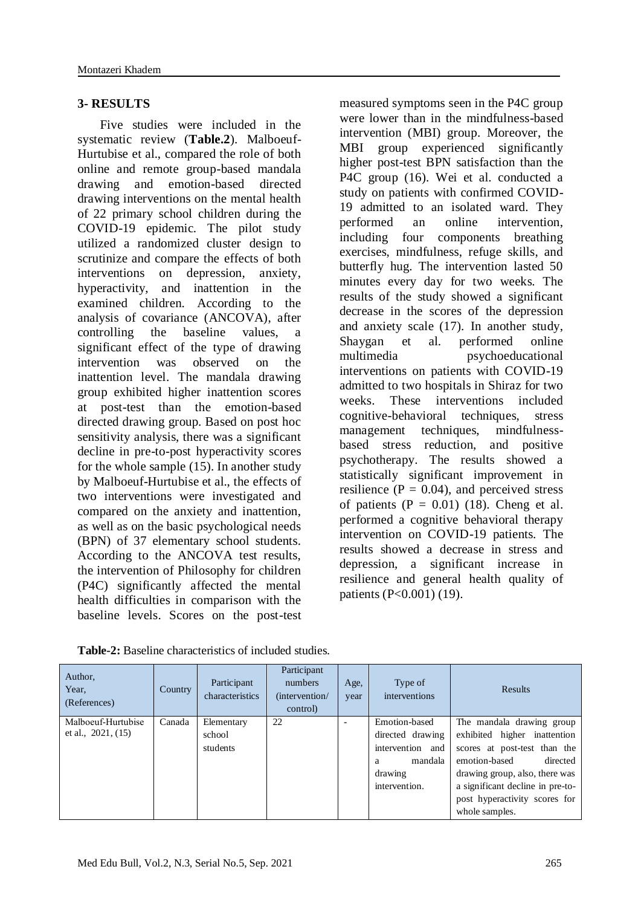## 3- RESULTS

Five studies were included in the systematic review (**Table.2**). Malboeuf-Hurtubise et al., compared the role of both online and remote group-based mandala drawing and emotion-based directed drawing interventions on the mental health of 22 primary school children during the COVID-19 epidemic. The pilot study utilized a randomized cluster design to scrutinize and compare the effects of both interventions on depression, anxiety, hyperactivity, and inattention in the examined children. According to the analysis of covariance (ANCOVA), after controlling the baseline values, a significant effect of the type of drawing intervention was observed on the inattention level. The mandala drawing group exhibited higher inattention scores at post-test than the emotion-based directed drawing group. Based on post hoc sensitivity analysis, there was a significant decline in pre-to-post hyperactivity scores for the whole sample (15). In another study by Malboeuf-Hurtubise et al., the effects of two interventions were investigated and compared on the anxiety and inattention, as well as on the basic psychological needs (BPN) of 37 elementary school students. According to the ANCOVA test results, the intervention of Philosophy for children (P4C) significantly affected the mental health difficulties in comparison with the baseline levels. Scores on the post-test measured symptoms seen in the P4C group were lower than in the mindfulness-based intervention (MBI) group. Moreover, the MBI group experienced significantly higher post-test BPN satisfaction than the P4C group (16). Wei et al. conducted a study on patients with confirmed COVID-19 admitted to an isolated ward. They performed an online intervention, including four components breathing exercises, mindfulness, refuge skills, and butterfly hug. The intervention lasted 50 minutes every day for two weeks. The results of the study showed a significant decrease in the scores of the depression and anxiety scale (17). In another study, Shaygan et al. performed online multimedia psychoeducational interventions on patients with COVID-19 admitted to two hospitals in Shiraz for two weeks. These interventions included cognitive-behavioral techniques, stress management techniques, mindfulness-based stress reduction, and positive psychotherapy. The results showed a statistically significant improvement in resilience ($P = 0.04$), and perceived stress of patients ($P = 0.01$) (18). Cheng et al. performed a cognitive behavioral therapy intervention on COVID-19 patients. The results showed a decrease in stress and depression, a significant increase in resilience and general health quality of patients ($P<0.001$) (19).

**Table-2:** Baseline characteristics of included studies.

| Author, Year, (References) | Country | Participant characteristics | Participant numbers (intervention/ control) | Age, year | Type of interventions | Results |
|---|---|---|---|---|---|---|
| Malboeuf-Hurtubise et al., 2021, (15) | Canada | Elementary school students | 22 | - | Emotion-based directed drawing intervention and a mandala drawing intervention. | The mandala drawing group exhibited higher inattention scores at post-test than the emotion-based directed drawing group, also, there was a significant decline in pre-to-post hyperactivity scores for whole samples. |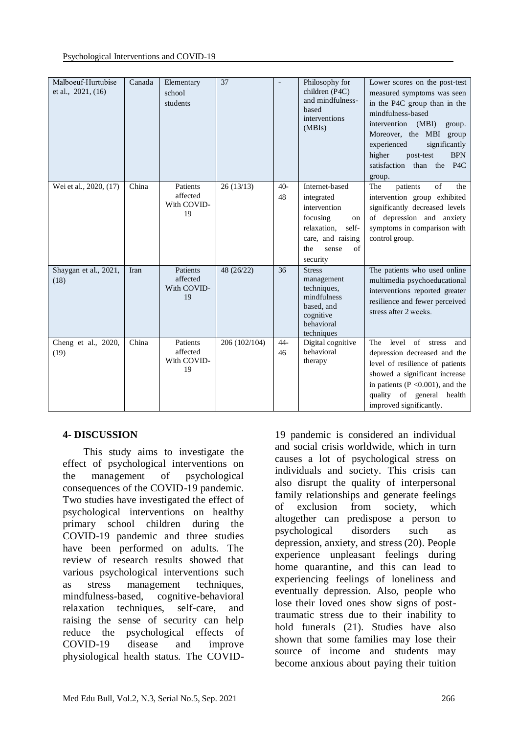| Malboeuf-Hurtubise et al., 2021, (16) | Canada | Elementary school students | 37 | - | Philosophy for children (P4C) and mindfulness-based interventions (MBIs) | Lower scores on the post-test measured symptoms was seen in the P4C group than in the mindfulness-based intervention (MBI) group. Moreover, the MBI group experienced significantly higher post-test BPN satisfaction than the P4C group. |
|---|---|---|---|---|---|---|
| Wei et al., 2020, (17) | China | Patients affected With COVID-19 | 26 (13/13) | 40-48 | Internet-based integrated intervention focusing on relaxation, self-care, and raising the sense of security | The patients of the intervention group exhibited significantly decreased levels of depression and anxiety symptoms in comparison with control group. |
| Shaygan et al., 2021, (18) | Iran | Patients affected With COVID-19 | 48 (26/22) | 36 | Stress management techniques, mindfulness based, and cognitive behavioral techniques | The patients who used online multimedia psychoeducational interventions reported greater resilience and fewer perceived stress after 2 weeks. |
| Cheng et al., 2020, (19) | China | Patients affected With COVID-19 | 206 (102/104) | 44-46 | Digital cognitive behavioral therapy | The level of stress and depression decreased and the level of resilience of patients showed a significant increase in patients ($P < 0.001$), and the quality of general health improved significantly. |

## 4- DISCUSSION

This study aims to investigate the effect of psychological interventions on the management of psychological consequences of the COVID-19 pandemic. Two studies have investigated the effect of psychological interventions on healthy primary school children during the COVID-19 pandemic and three studies have been performed on adults. The review of research results showed that various psychological interventions such as stress management techniques, mindfulness-based, cognitive-behavioral relaxation techniques, self-care, and raising the sense of security can help reduce the psychological effects of COVID-19 disease and improve physiological health status. The COVID-19 pandemic is considered an individual and social crisis worldwide, which in turn causes a lot of psychological stress on individuals and society. This crisis can also disrupt the quality of interpersonal family relationships and generate feelings of exclusion from society, which altogether can predispose a person to psychological disorders such as depression, anxiety, and stress (20). People experience unpleasant feelings during home quarantine, and this can lead to experiencing feelings of loneliness and eventually depression. Also, people who lose their loved ones show signs of post-traumatic stress due to their inability to hold funerals (21). Studies have also shown that some families may lose their source of income and students may become anxious about paying their tuition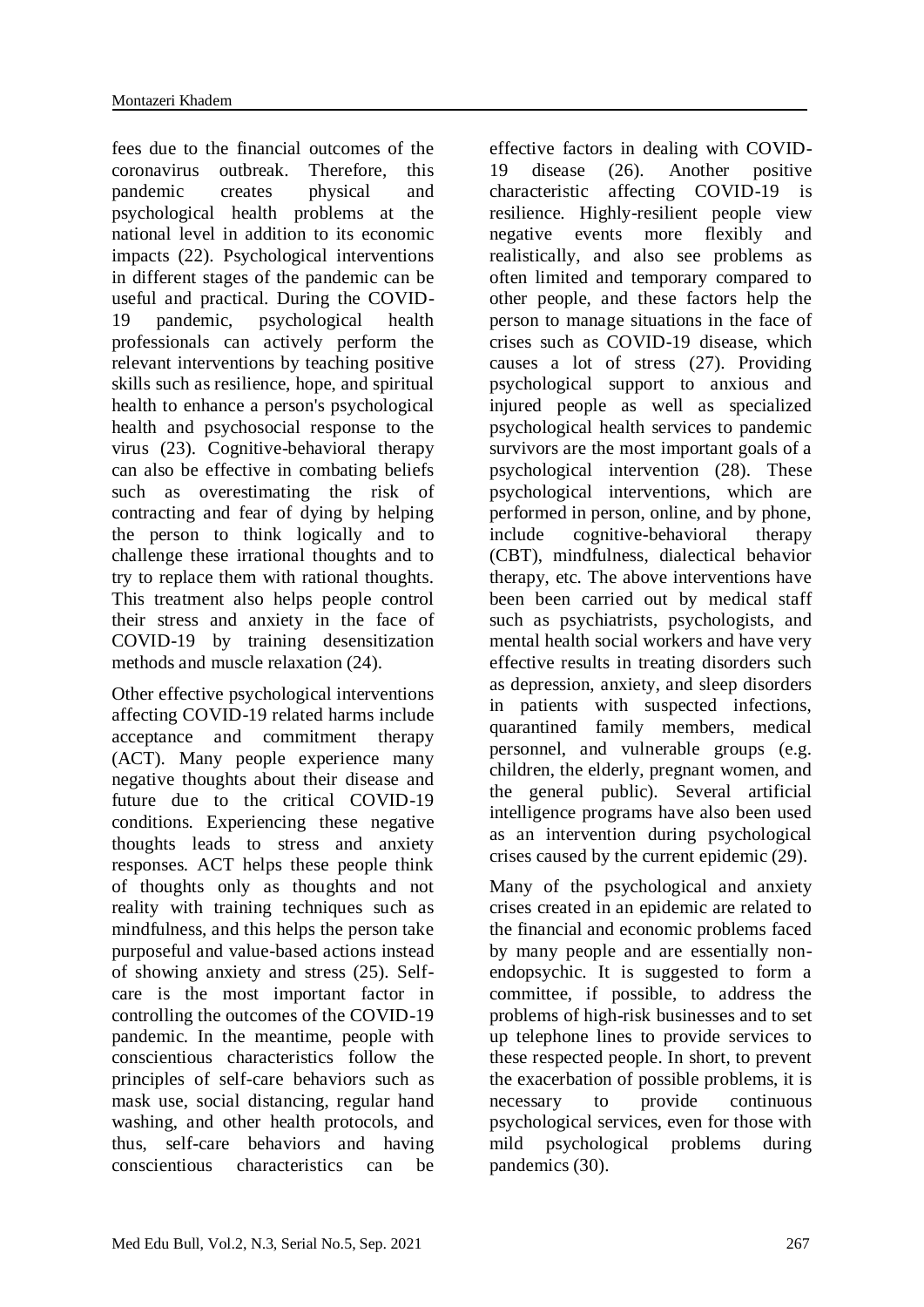fees due to the financial outcomes of the coronavirus outbreak. Therefore, this pandemic creates physical and psychological health problems at the national level in addition to its economic impacts (22). Psychological interventions in different stages of the pandemic can be useful and practical. During the COVID-19 pandemic, psychological health professionals can actively perform the relevant interventions by teaching positive skills such as resilience, hope, and spiritual health to enhance a person's psychological health and psychosocial response to the virus (23). Cognitive-behavioral therapy can also be effective in combating beliefs such as overestimating the risk of contracting and fear of dying by helping the person to think logically and to challenge these irrational thoughts and to try to replace them with rational thoughts. This treatment also helps people control their stress and anxiety in the face of COVID-19 by training desensitization methods and muscle relaxation (24).

Other effective psychological interventions affecting COVID-19 related harms include acceptance and commitment therapy (ACT). Many people experience many negative thoughts about their disease and future due to the critical COVID-19 conditions. Experiencing these negative thoughts leads to stress and anxiety responses. ACT helps these people think of thoughts only as thoughts and not reality with training techniques such as mindfulness, and this helps the person take purposeful and value-based actions instead of showing anxiety and stress (25). Self-care is the most important factor in controlling the outcomes of the COVID-19 pandemic. In the meantime, people with conscientious characteristics follow the principles of self-care behaviors such as mask use, social distancing, regular hand washing, and other health protocols, and thus, self-care behaviors and having conscientious characteristics can be effective factors in dealing with COVID-19 disease (26). Another positive characteristic affecting COVID-19 is resilience. Highly-resilient people view negative events more flexibly and realistically, and also see problems as often limited and temporary compared to other people, and these factors help the person to manage situations in the face of crises such as COVID-19 disease, which causes a lot of stress (27). Providing psychological support to anxious and injured people as well as specialized psychological health services to pandemic survivors are the most important goals of a psychological intervention (28). These psychological interventions, which are performed in person, online, and by phone, include cognitive-behavioral therapy (CBT), mindfulness, dialectical behavior therapy, etc. The above interventions have been been carried out by medical staff such as psychiatrists, psychologists, and mental health social workers and have very effective results in treating disorders such as depression, anxiety, and sleep disorders in patients with suspected infections, quarantined family members, medical personnel, and vulnerable groups (e.g. children, the elderly, pregnant women, and the general public). Several artificial intelligence programs have also been used as an intervention during psychological crises caused by the current epidemic (29).

Many of the psychological and anxiety crises created in an epidemic are related to the financial and economic problems faced by many people and are essentially non-endopsychic. It is suggested to form a committee, if possible, to address the problems of high-risk businesses and to set up telephone lines to provide services to these respected people. In short, to prevent the exacerbation of possible problems, it is necessary to provide continuous psychological services, even for those with mild psychological problems during pandemics (30).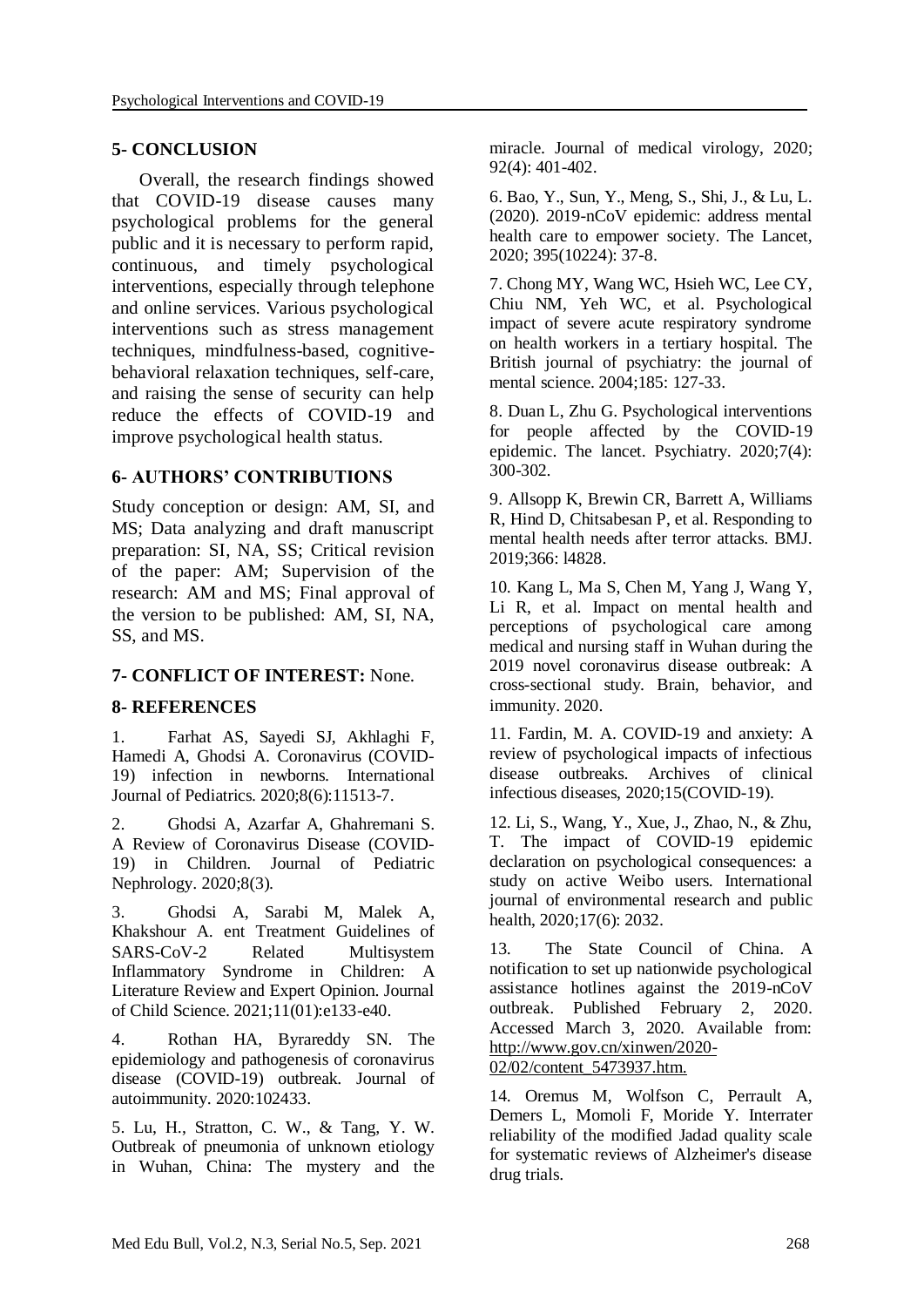## 5- CONCLUSION

Overall, the research findings showed that COVID-19 disease causes many psychological problems for the general public and it is necessary to perform rapid, continuous, and timely psychological interventions, especially through telephone and online services. Various psychological interventions such as stress management techniques, mindfulness-based, cognitive-behavioral relaxation techniques, self-care, and raising the sense of security can help reduce the effects of COVID-19 and improve psychological health status.

## 6- AUTHORS' CONTRIBUTIONS

Study conception or design: AM, SI, and MS; Data analyzing and draft manuscript preparation: SI, NA, SS; Critical revision of the paper: AM; Supervision of the research: AM and MS; Final approval of the version to be published: AM, SI, NA, SS, and MS.

## 7- CONFLICT OF INTEREST: None.

## 8- REFERENCES

1. Farhat AS, Sayedi SJ, Akhlaghi F, Hamedi A, Ghodsi A. Coronavirus (COVID-19) infection in newborns. International Journal of Pediatrics. 2020;8(6):11513-7.

2. Ghodsi A, Azarfar A, Ghahremani S. A Review of Coronavirus Disease (COVID-19) in Children. Journal of Pediatric Nephrology. 2020;8(3).

3. Ghodsi A, Sarabi M, Malek A, Khakshour A. ent Treatment Guidelines of SARS-CoV-2 Related Multisystem Inflammatory Syndrome in Children: A Literature Review and Expert Opinion. Journal of Child Science. 2021;11(01):e133-e40.

4. Rothan HA, Byrareddy SN. The epidemiology and pathogenesis of coronavirus disease (COVID-19) outbreak. Journal of autoimmunity. 2020:102433.

5. Lu, H., Stratton, C. W., & Tang, Y. W. Outbreak of pneumonia of unknown etiology in Wuhan, China: The mystery and the miracle. Journal of medical virology, 2020; 92(4): 401-402.

6. Bao, Y., Sun, Y., Meng, S., Shi, J., & Lu, L. (2020). 2019-nCoV epidemic: address mental health care to empower society. The Lancet, 2020; 395(10224): 37-8.

7. Chong MY, Wang WC, Hsieh WC, Lee CY, Chiu NM, Yeh WC, et al. Psychological impact of severe acute respiratory syndrome on health workers in a tertiary hospital. The British journal of psychiatry: the journal of mental science. 2004;185: 127-33.

8. Duan L, Zhu G. Psychological interventions for people affected by the COVID-19 epidemic. The lancet. Psychiatry. 2020;7(4): 300-302.

9. Allsopp K, Brewin CR, Barrett A, Williams R, Hind D, Chitsabesan P, et al. Responding to mental health needs after terror attacks. BMJ. 2019;366: l4828.

10. Kang L, Ma S, Chen M, Yang J, Wang Y, Li R, et al. Impact on mental health and perceptions of psychological care among medical and nursing staff in Wuhan during the 2019 novel coronavirus disease outbreak: A cross-sectional study. Brain, behavior, and immunity. 2020.

11. Fardin, M. A. COVID-19 and anxiety: A review of psychological impacts of infectious disease outbreaks. Archives of clinical infectious diseases, 2020;15(COVID-19).

12. Li, S., Wang, Y., Xue, J., Zhao, N., & Zhu, T. The impact of COVID-19 epidemic declaration on psychological consequences: a study on active Weibo users. International journal of environmental research and public health, 2020;17(6): 2032.

13. The State Council of China. A notification to set up nationwide psychological assistance hotlines against the 2019-nCoV outbreak. Published February 2, 2020. Accessed March 3, 2020. Available from: http://www.gov.cn/xinwen/2020-02/02/content_5473937.htm.

14. Oremus M, Wolfson C, Perrault A, Demers L, Momoli F, Moride Y. Interrater reliability of the modified Jadad quality scale for systematic reviews of Alzheimer's disease drug trials.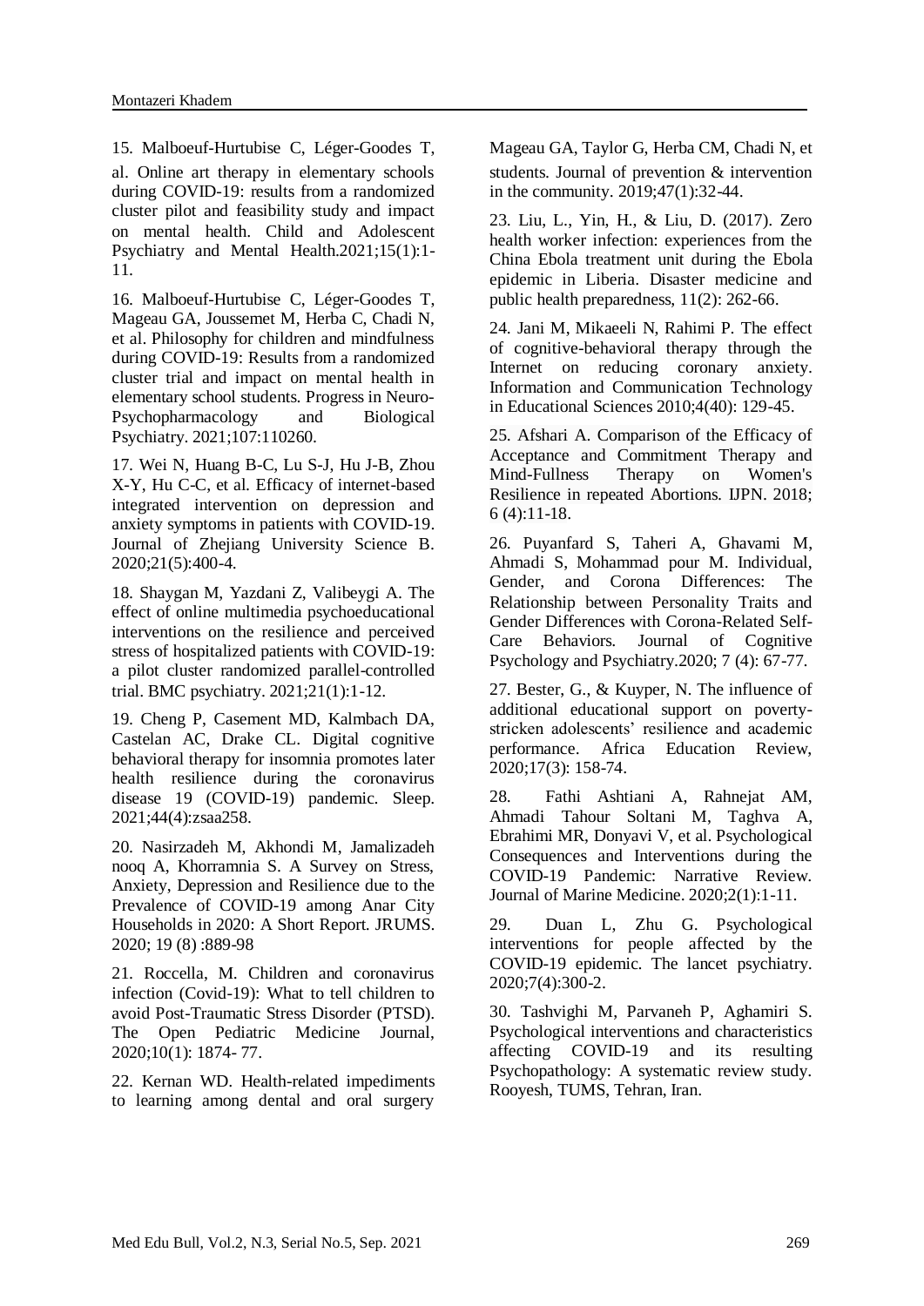15. Malboeuf-Hurtubise C, Léger-Goodes T, al. Online art therapy in elementary schools during COVID-19: results from a randomized cluster pilot and feasibility study and impact on mental health. Child and Adolescent Psychiatry and Mental Health.2021;15(1):1-11.

16. Malboeuf-Hurtubise C, Léger-Goodes T, Mageau GA, Joussemet M, Herba C, Chadi N, et al. Philosophy for children and mindfulness during COVID-19: Results from a randomized cluster trial and impact on mental health in elementary school students. Progress in Neuro-Psychopharmacology and Biological Psychiatry. 2021;107:110260.

17. Wei N, Huang B-C, Lu S-J, Hu J-B, Zhou X-Y, Hu C-C, et al. Efficacy of internet-based integrated intervention on depression and anxiety symptoms in patients with COVID-19. Journal of Zhejiang University Science B. 2020;21(5):400-4.

18. Shaygan M, Yazdani Z, Valibeygi A. The effect of online multimedia psychoeducational interventions on the resilience and perceived stress of hospitalized patients with COVID-19: a pilot cluster randomized parallel-controlled trial. BMC psychiatry. 2021;21(1):1-12.

19. Cheng P, Casement MD, Kalmbach DA, Castelan AC, Drake CL. Digital cognitive behavioral therapy for insomnia promotes later health resilience during the coronavirus disease 19 (COVID-19) pandemic. Sleep. 2021;44(4):zsaa258.

20. Nasirzadeh M, Akhondi M, Jamalizadeh nooq A, Khorramnia S. A Survey on Stress, Anxiety, Depression and Resilience due to the Prevalence of COVID-19 among Anar City Households in 2020: A Short Report. JRUMS. 2020; 19 (8) :889-98

21. Roccella, M. Children and coronavirus infection (Covid-19): What to tell children to avoid Post-Traumatic Stress Disorder (PTSD). The Open Pediatric Medicine Journal, 2020;10(1): 1874- 77.

22. Kernan WD. Health-related impediments to learning among dental and oral surgery Mageau GA, Taylor G, Herba CM, Chadi N, et students. Journal of prevention & intervention in the community. 2019;47(1):32-44.

23. Liu, L., Yin, H., & Liu, D. (2017). Zero health worker infection: experiences from the China Ebola treatment unit during the Ebola epidemic in Liberia. Disaster medicine and public health preparedness, 11(2): 262-66.

24. Jani M, Mikaeeli N, Rahimi P. The effect of cognitive-behavioral therapy through the Internet on reducing coronary anxiety. Information and Communication Technology in Educational Sciences 2010;4(40): 129-45.

25. Afshari A. Comparison of the Efficacy of Acceptance and Commitment Therapy and Mind-Fullness Therapy on Women's Resilience in repeated Abortions. IJPN. 2018; 6 (4):11-18.

26. Puyanfard S, Taheri A, Ghavami M, Ahmadi S, Mohammad pour M. Individual, Gender, and Corona Differences: The Relationship between Personality Traits and Gender Differences with Corona-Related Self-Care Behaviors. Journal of Cognitive Psychology and Psychiatry.2020; 7 (4): 67-77.

27. Bester, G., & Kuyper, N. The influence of additional educational support on poverty-stricken adolescents' resilience and academic performance. Africa Education Review, 2020;17(3): 158-74.

28. Fathi Ashtiani A, Rahnejat AM, Ahmadi Tahour Soltani M, Taghva A, Ebrahimi MR, Donyavi V, et al. Psychological Consequences and Interventions during the COVID-19 Pandemic: Narrative Review. Journal of Marine Medicine. 2020;2(1):1-11.

29. Duan L, Zhu G. Psychological interventions for people affected by the COVID-19 epidemic. The lancet psychiatry. 2020;7(4):300-2.

30. Tashvighi M, Parvaneh P, Aghamiri S. Psychological interventions and characteristics affecting COVID-19 and its resulting Psychopathology: A systematic review study. Rooyesh, TUMS, Tehran, Iran.